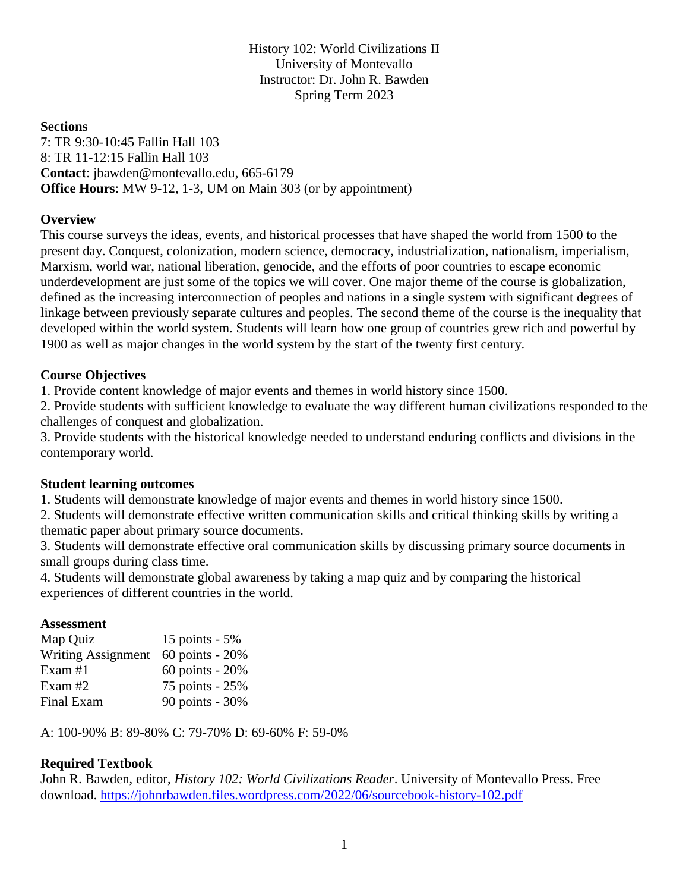# History 102: World Civilizations II

University of Montevallo
Instructor: Dr. John R. Bawden
Spring Term 2023

**Sections**
7: TR 9:30-10:45 Fallin Hall 103
8: TR 11-12:15 Fallin Hall 103
**Contact**: jbawden@montevallo.edu, 665-6179
**Office Hours**: MW 9-12, 1-3, UM on Main 303 (or by appointment)

## Overview

This course surveys the ideas, events, and historical processes that have shaped the world from 1500 to the present day. Conquest, colonization, modern science, democracy, industrialization, nationalism, imperialism, Marxism, world war, national liberation, genocide, and the efforts of poor countries to escape economic underdevelopment are just some of the topics we will cover. One major theme of the course is globalization, defined as the increasing interconnection of peoples and nations in a single system with significant degrees of linkage between previously separate cultures and peoples. The second theme of the course is the inequality that developed within the world system. Students will learn how one group of countries grew rich and powerful by 1900 as well as major changes in the world system by the start of the twenty first century.

## Course Objectives

1. Provide content knowledge of major events and themes in world history since 1500.
2. Provide students with sufficient knowledge to evaluate the way different human civilizations responded to the challenges of conquest and globalization.
3. Provide students with the historical knowledge needed to understand enduring conflicts and divisions in the contemporary world.

## Student learning outcomes

1. Students will demonstrate knowledge of major events and themes in world history since 1500.
2. Students will demonstrate effective written communication skills and critical thinking skills by writing a thematic paper about primary source documents.
3. Students will demonstrate effective oral communication skills by discussing primary source documents in small groups during class time.
4. Students will demonstrate global awareness by taking a map quiz and by comparing the historical experiences of different countries in the world.

## Assessment

| Assessment | Points |
|---|---|
| Map Quiz | 15 points - 5% |
| Writing Assignment | 60 points - 20% |
| Exam #1 | 60 points - 20% |
| Exam #2 | 75 points - 25% |
| Final Exam | 90 points - 30% |

A: 100-90% B: 89-80% C: 79-70% D: 69-60% F: 59-0%

## Required Textbook

John R. Bawden, editor, *History 102: World Civilizations Reader*. University of Montevallo Press. Free download. https://johnrbawden.files.wordpress.com/2022/06/sourcebook-history-102.pdf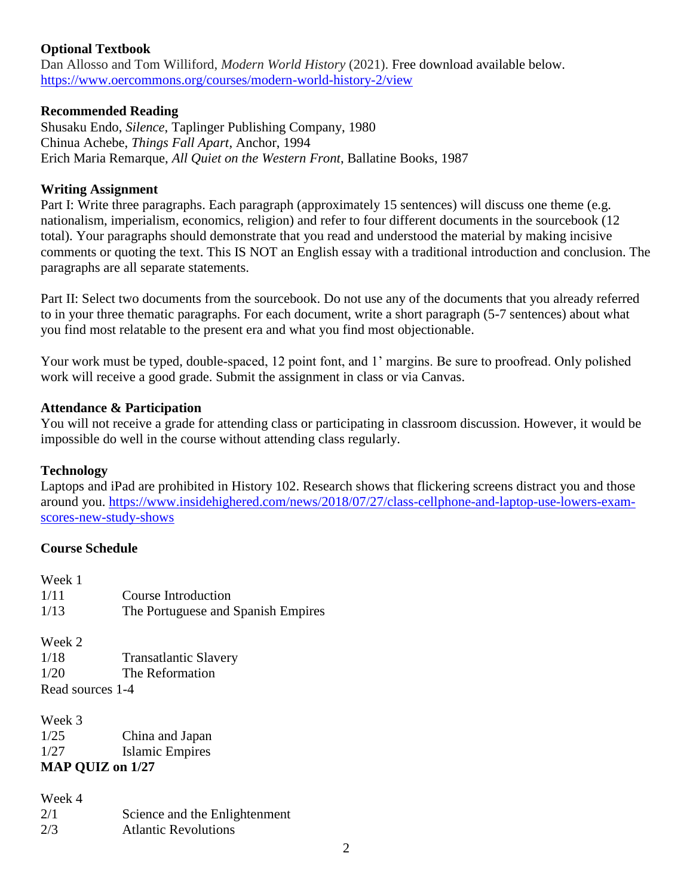**Optional Textbook**

Dan Allosso and Tom Williford, *Modern World History* (2021). Free download available below.
https://www.oercommons.org/courses/modern-world-history-2/view

**Recommended Reading**

Shusaku Endo, *Silence*, Taplinger Publishing Company, 1980
Chinua Achebe, *Things Fall Apart*, Anchor, 1994
Erich Maria Remarque, *All Quiet on the Western Front*, Ballatine Books, 1987

**Writing Assignment**

Part I: Write three paragraphs. Each paragraph (approximately 15 sentences) will discuss one theme (e.g. nationalism, imperialism, economics, religion) and refer to four different documents in the sourcebook (12 total). Your paragraphs should demonstrate that you read and understood the material by making incisive comments or quoting the text. This IS NOT an English essay with a traditional introduction and conclusion. The paragraphs are all separate statements.

Part II: Select two documents from the sourcebook. Do not use any of the documents that you already referred to in your three thematic paragraphs. For each document, write a short paragraph (5-7 sentences) about what you find most relatable to the present era and what you find most objectionable.

Your work must be typed, double-spaced, 12 point font, and 1' margins. Be sure to proofread. Only polished work will receive a good grade. Submit the assignment in class or via Canvas.

**Attendance & Participation**

You will not receive a grade for attending class or participating in classroom discussion. However, it would be impossible do well in the course without attending class regularly.

**Technology**

Laptops and iPad are prohibited in History 102. Research shows that flickering screens distract you and those around you. https://www.insidehighered.com/news/2018/07/27/class-cellphone-and-laptop-use-lowers-exam-scores-new-study-shows

**Course Schedule**

Week 1
1/11 Course Introduction
1/13 The Portuguese and Spanish Empires

Week 2
1/18 Transatlantic Slavery
1/20 The Reformation
Read sources 1-4

Week 3
1/25 China and Japan
1/27 Islamic Empires
**MAP QUIZ on 1/27**

Week 4
2/1 Science and the Enlightenment
2/3 Atlantic Revolutions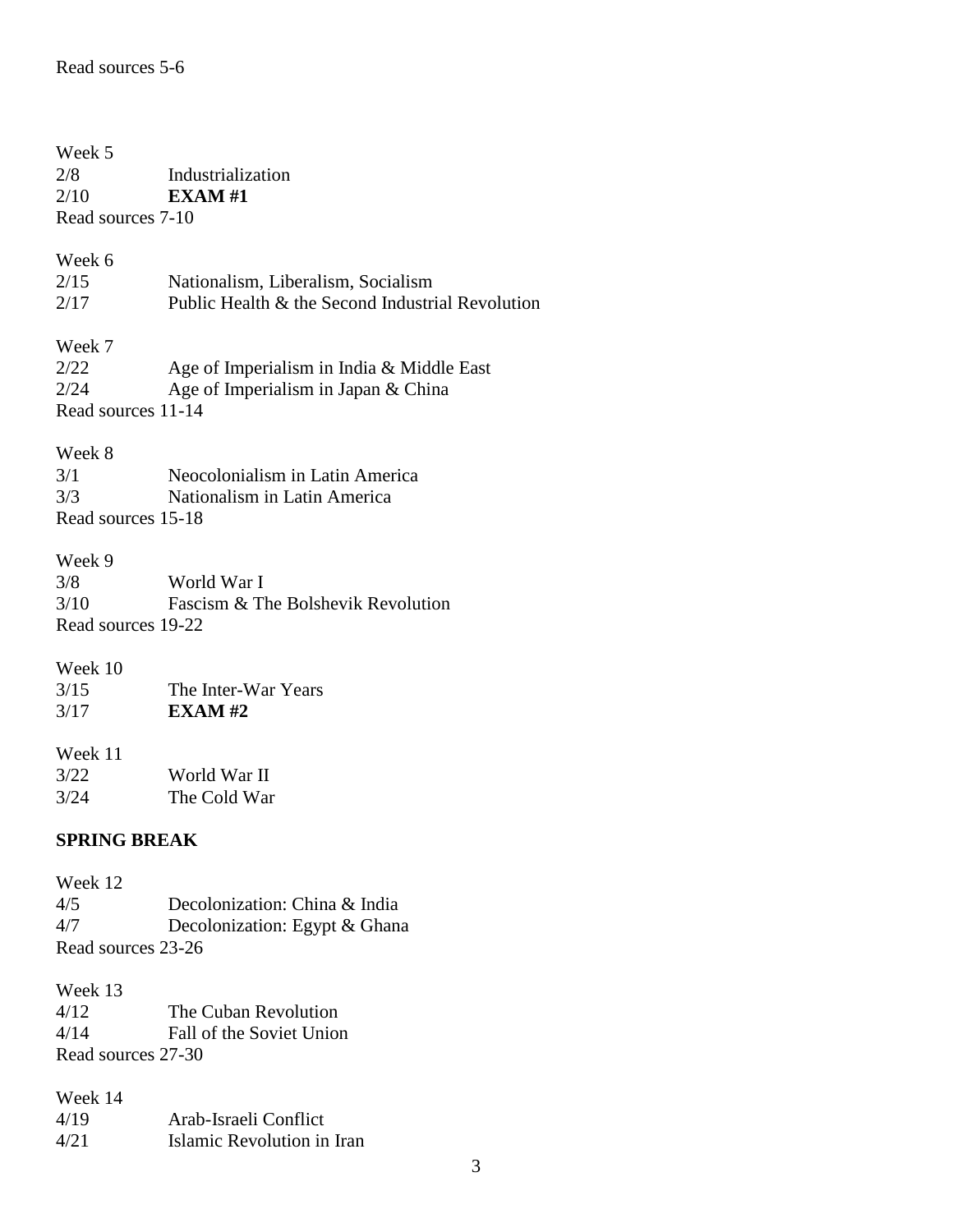Read sources 5-6

Week 5
2/8 Industrialization
2/10 **EXAM #1**
Read sources 7-10

Week 6
2/15 Nationalism, Liberalism, Socialism
2/17 Public Health & the Second Industrial Revolution

Week 7
2/22 Age of Imperialism in India & Middle East
2/24 Age of Imperialism in Japan & China
Read sources 11-14

Week 8
3/1 Neocolonialism in Latin America
3/3 Nationalism in Latin America
Read sources 15-18

Week 9
3/8 World War I
3/10 Fascism & The Bolshevik Revolution
Read sources 19-22

Week 10
3/15 The Inter-War Years
3/17 **EXAM #2**

Week 11
3/22 World War II
3/24 The Cold War

**SPRING BREAK**

Week 12
4/5 Decolonization: China & India
4/7 Decolonization: Egypt & Ghana
Read sources 23-26

Week 13
4/12 The Cuban Revolution
4/14 Fall of the Soviet Union
Read sources 27-30

Week 14
4/19 Arab-Israeli Conflict
4/21 Islamic Revolution in Iran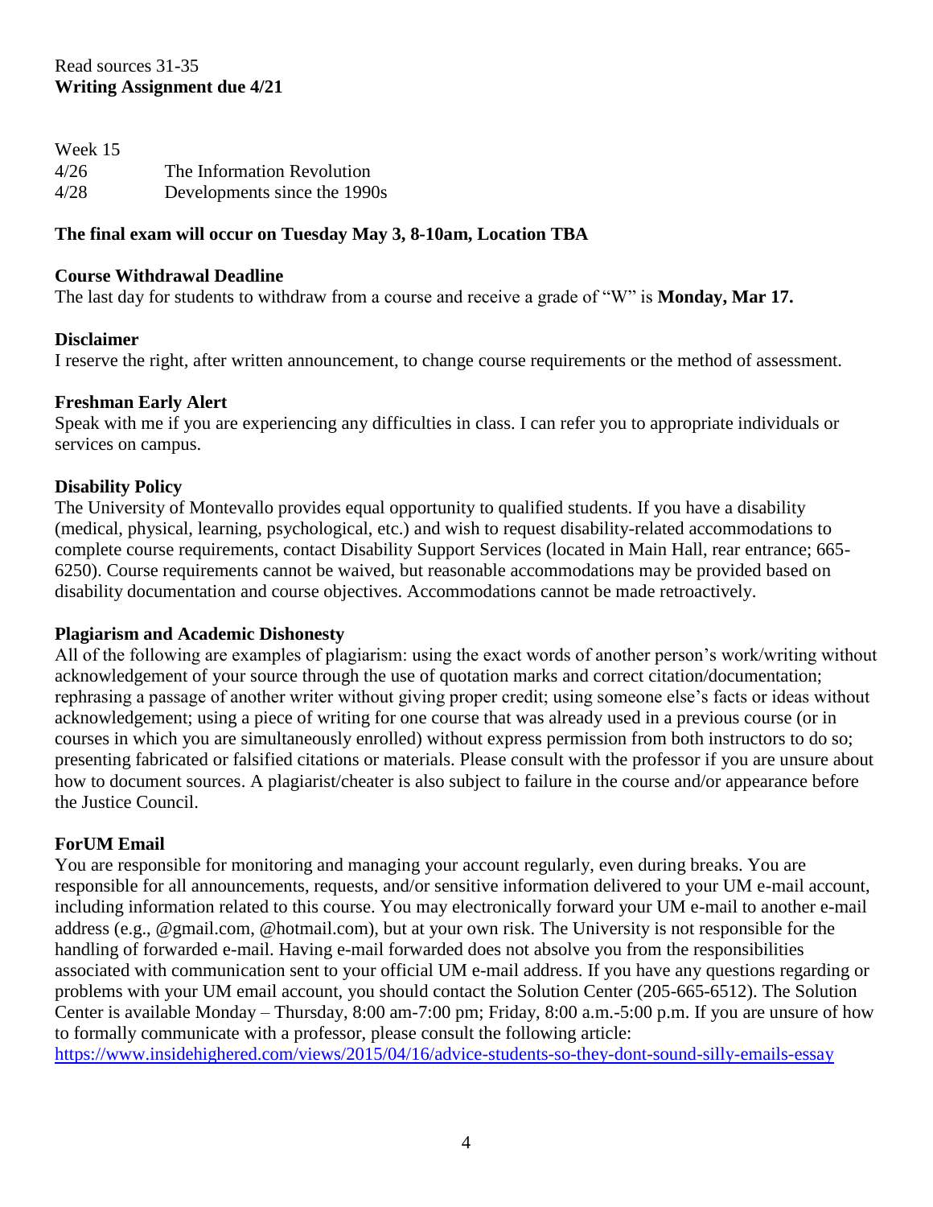Read sources 31-35

**Writing Assignment due 4/21**

Week 15

| | |
|---|---|
| 4/26 | The Information Revolution |
| 4/28 | Developments since the 1990s |

**The final exam will occur on Tuesday May 3, 8-10am, Location TBA**

**Course Withdrawal Deadline**

The last day for students to withdraw from a course and receive a grade of "W" is **Monday, Mar 17.**

**Disclaimer**

I reserve the right, after written announcement, to change course requirements or the method of assessment.

**Freshman Early Alert**

Speak with me if you are experiencing any difficulties in class. I can refer you to appropriate individuals or services on campus.

**Disability Policy**

The University of Montevallo provides equal opportunity to qualified students. If you have a disability (medical, physical, learning, psychological, etc.) and wish to request disability-related accommodations to complete course requirements, contact Disability Support Services (located in Main Hall, rear entrance; 665-6250). Course requirements cannot be waived, but reasonable accommodations may be provided based on disability documentation and course objectives. Accommodations cannot be made retroactively.

**Plagiarism and Academic Dishonesty**

All of the following are examples of plagiarism: using the exact words of another person's work/writing without acknowledgement of your source through the use of quotation marks and correct citation/documentation; rephrasing a passage of another writer without giving proper credit; using someone else's facts or ideas without acknowledgement; using a piece of writing for one course that was already used in a previous course (or in courses in which you are simultaneously enrolled) without express permission from both instructors to do so; presenting fabricated or falsified citations or materials. Please consult with the professor if you are unsure about how to document sources. A plagiarist/cheater is also subject to failure in the course and/or appearance before the Justice Council.

**ForUM Email**

You are responsible for monitoring and managing your account regularly, even during breaks. You are responsible for all announcements, requests, and/or sensitive information delivered to your UM e-mail account, including information related to this course. You may electronically forward your UM e-mail to another e-mail address (e.g., @gmail.com, @hotmail.com), but at your own risk. The University is not responsible for the handling of forwarded e-mail. Having e-mail forwarded does not absolve you from the responsibilities associated with communication sent to your official UM e-mail address. If you have any questions regarding or problems with your UM email account, you should contact the Solution Center (205-665-6512). The Solution Center is available Monday – Thursday, 8:00 am-7:00 pm; Friday, 8:00 a.m.-5:00 p.m. If you are unsure of how to formally communicate with a professor, please consult the following article: https://www.insidehighered.com/views/2015/04/16/advice-students-so-they-dont-sound-silly-emails-essay